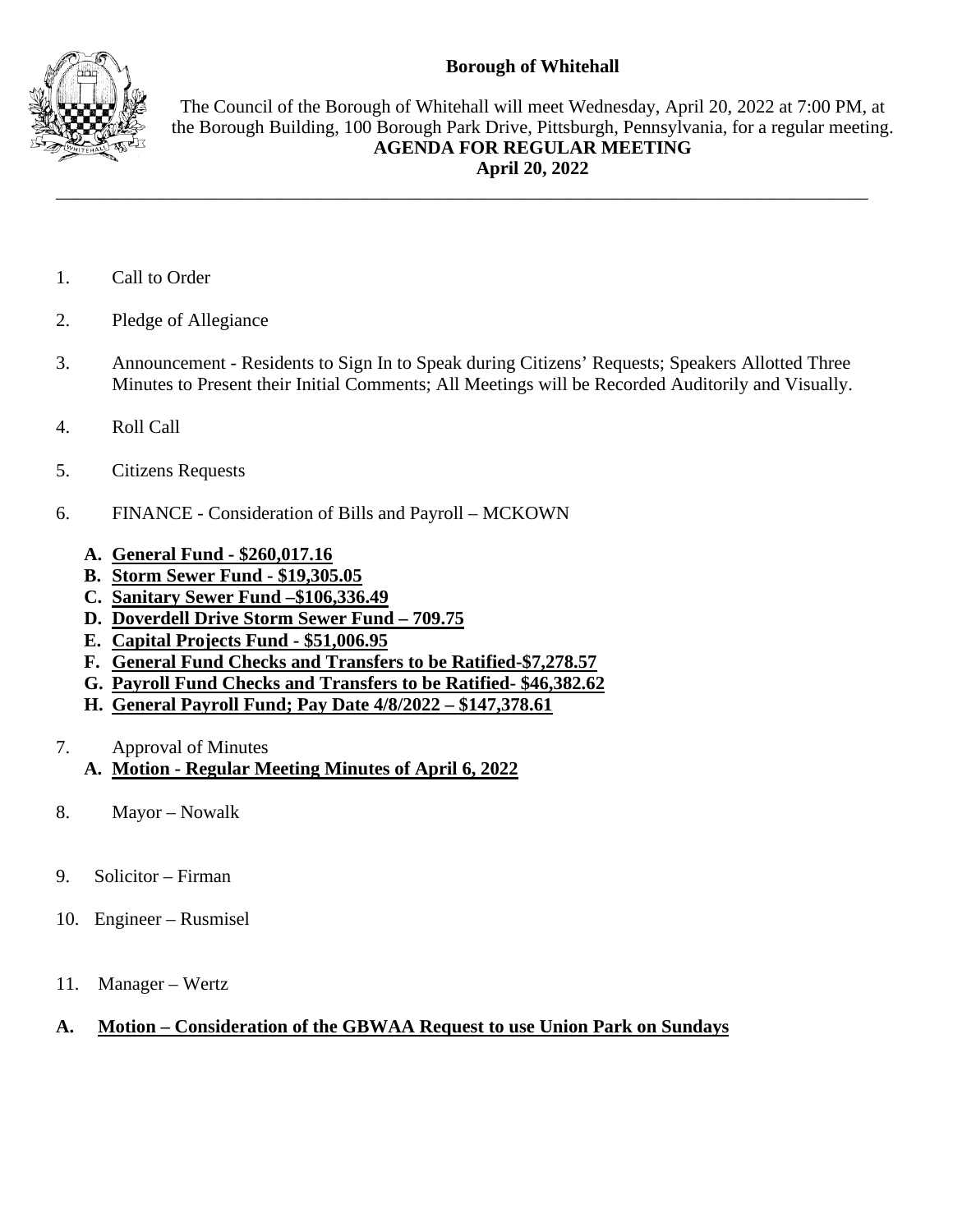**Borough of Whitehall**

The Council of the Borough of Whitehall will meet Wednesday, April 20, 2022 at 7:00 PM, at the Borough Building, 100 Borough Park Drive, Pittsburgh, Pennsylvania, for a regular meeting.

**AGENDA FOR REGULAR MEETING**
**April 20, 2022**

---

1. Call to Order

2. Pledge of Allegiance

3. Announcement - Residents to Sign In to Speak during Citizens' Requests; Speakers Allotted Three Minutes to Present their Initial Comments; All Meetings will be Recorded Auditorily and Visually.

4. Roll Call

5. Citizens Requests

6. FINANCE - Consideration of Bills and Payroll – MCKOWN

   **A. General Fund - $260,017.16**
   **B. Storm Sewer Fund - $19,305.05**
   **C. Sanitary Sewer Fund –$106,336.49**
   **D. Doverdell Drive Storm Sewer Fund – 709.75**
   **E. Capital Projects Fund - $51,006.95**
   **F. General Fund Checks and Transfers to be Ratified-$7,278.57**
   **G. Payroll Fund Checks and Transfers to be Ratified- $46,382.62**
   **H. General Payroll Fund; Pay Date 4/8/2022 – $147,378.61**

7. Approval of Minutes

   **A. Motion - Regular Meeting Minutes of April 6, 2022**

8. Mayor – Nowalk

9. Solicitor – Firman

10. Engineer – Rusmisel

11. Manager – Wertz

**A. Motion – Consideration of the GBWAA Request to use Union Park on Sundays**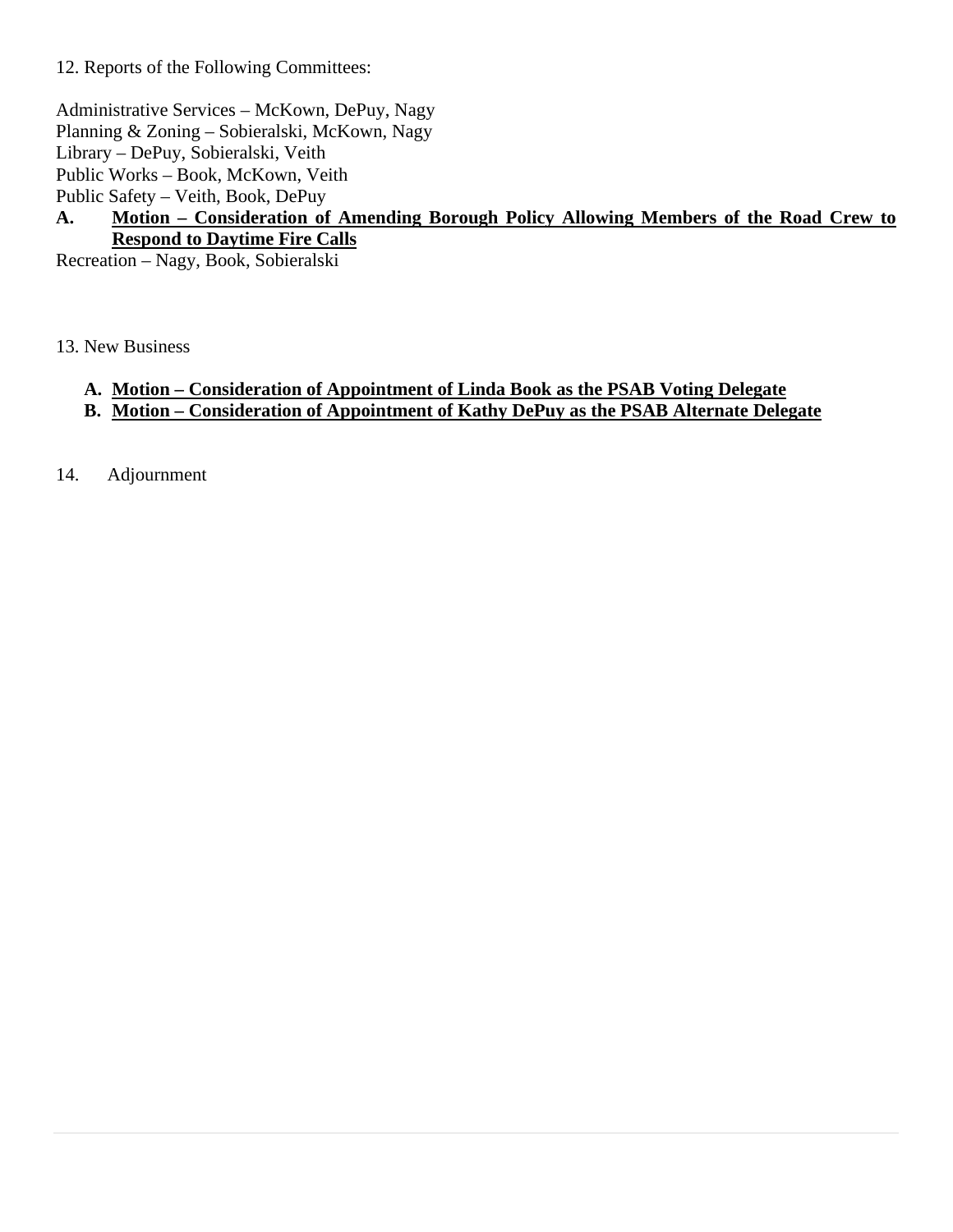12. Reports of the Following Committees:

Administrative Services – McKown, DePuy, Nagy
Planning & Zoning – Sobieralski, McKown, Nagy
Library – DePuy, Sobieralski, Veith
Public Works – Book, McKown, Veith
Public Safety – Veith, Book, DePuy

**A. Motion – Consideration of Amending Borough Policy Allowing Members of the Road Crew to Respond to Daytime Fire Calls**

Recreation – Nagy, Book, Sobieralski

13. New Business

**A. Motion – Consideration of Appointment of Linda Book as the PSAB Voting Delegate**
**B. Motion – Consideration of Appointment of Kathy DePuy as the PSAB Alternate Delegate**

14. Adjournment